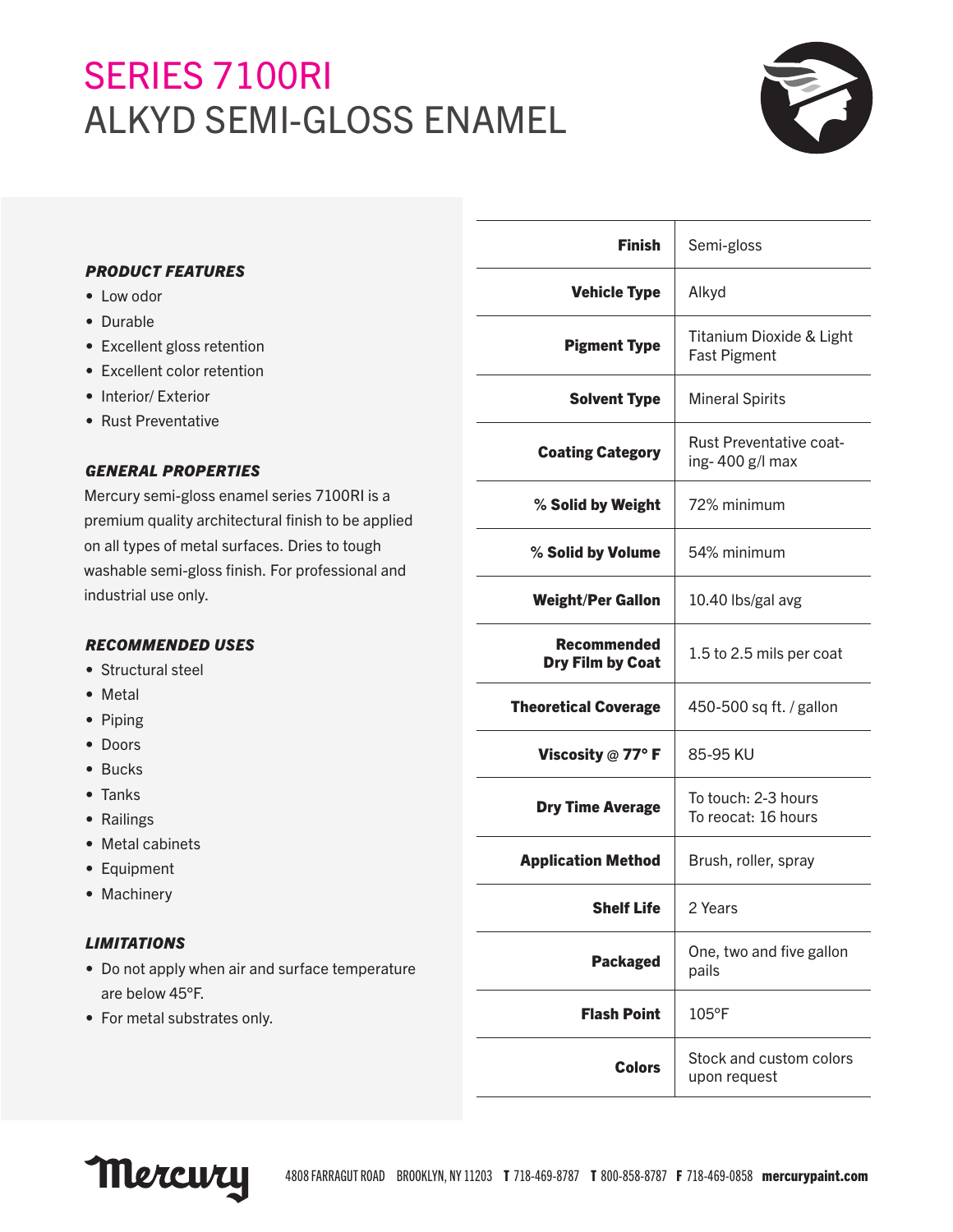# SERIES 7100RI
# ALKYD SEMI-GLOSS ENAMEL

### *PRODUCT FEATURES*

- Low odor
- Durable
- Excellent gloss retention
- Excellent color retention
- Interior/ Exterior
- Rust Preventative

### *GENERAL PROPERTIES*

Mercury semi-gloss enamel series 7100RI is a premium quality architectural finish to be applied on all types of metal surfaces. Dries to tough washable semi-gloss finish. For professional and industrial use only.

### *RECOMMENDED USES*

- Structural steel
- Metal
- Piping
- Doors
- Bucks
- Tanks
- Railings
- Metal cabinets
- Equipment
- Machinery

### *LIMITATIONS*

- Do not apply when air and surface temperature are below 45°F.
- For metal substrates only.

| | |
|---|---|
| **Finish** | Semi-gloss |
| **Vehicle Type** | Alkyd |
| **Pigment Type** | Titanium Dioxide & Light Fast Pigment |
| **Solvent Type** | Mineral Spirits |
| **Coating Category** | Rust Preventative coat-ing- 400 g/l max |
| **% Solid by Weight** | 72% minimum |
| **% Solid by Volume** | 54% minimum |
| **Weight/Per Gallon** | 10.40 lbs/gal avg |
| **Recommended Dry Film by Coat** | 1.5 to 2.5 mils per coat |
| **Theoretical Coverage** | 450-500 sq ft. / gallon |
| **Viscosity @ 77° F** | 85-95 KU |
| **Dry Time Average** | To touch: 2-3 hours<br>To reocat: 16 hours |
| **Application Method** | Brush, roller, spray |
| **Shelf Life** | 2 Years |
| **Packaged** | One, two and five gallon pails |
| **Flash Point** | 105°F |
| **Colors** | Stock and custom colors upon request |

Mercury 4808 FARRAGUT ROAD BROOKLYN, NY 11203 **T** 718-469-8787 **T** 800-858-8787 **F** 718-469-0858 **mercurypaint.com**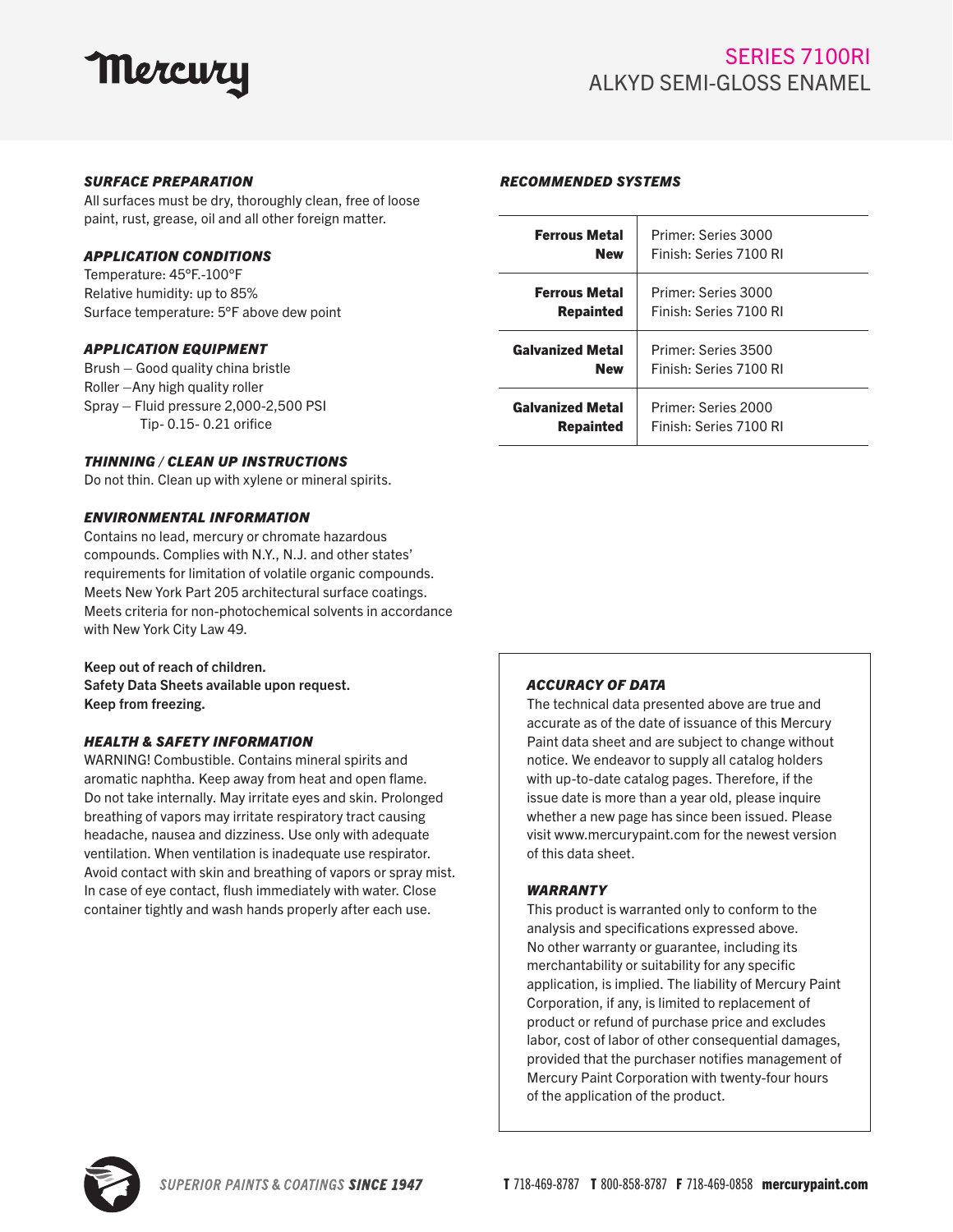# SERIES 7100RI
## ALKYD SEMI-GLOSS ENAMEL

### *SURFACE PREPARATION*
All surfaces must be dry, thoroughly clean, free of loose paint, rust, grease, oil and all other foreign matter.

### *APPLICATION CONDITIONS*
Temperature: 45°F.-100°F
Relative humidity: up to 85%
Surface temperature: 5°F above dew point

### *APPLICATION EQUIPMENT*
Brush – Good quality china bristle
Roller –Any high quality roller
Spray – Fluid pressure 2,000-2,500 PSI
Tip- 0.15- 0.21 orifice

### *THINNING / CLEAN UP INSTRUCTIONS*
Do not thin. Clean up with xylene or mineral spirits.

### *ENVIRONMENTAL INFORMATION*
Contains no lead, mercury or chromate hazardous compounds. Complies with N.Y., N.J. and other states' requirements for limitation of volatile organic compounds. Meets New York Part 205 architectural surface coatings. Meets criteria for non-photochemical solvents in accordance with New York City Law 49.

**Keep out of reach of children.**
**Safety Data Sheets available upon request.**
**Keep from freezing.**

### *HEALTH & SAFETY INFORMATION*
WARNING! Combustible. Contains mineral spirits and aromatic naphtha. Keep away from heat and open flame. Do not take internally. May irritate eyes and skin. Prolonged breathing of vapors may irritate respiratory tract causing headache, nausea and dizziness. Use only with adequate ventilation. When ventilation is inadequate use respirator. Avoid contact with skin and breathing of vapors or spray mist. In case of eye contact, flush immediately with water. Close container tightly and wash hands properly after each use.

### *RECOMMENDED SYSTEMS*

| | |
|---|---|
| **Ferrous Metal New** | Primer: Series 3000<br>Finish: Series 7100 RI |
| **Ferrous Metal Repainted** | Primer: Series 3000<br>Finish: Series 7100 RI |
| **Galvanized Metal New** | Primer: Series 3500<br>Finish: Series 7100 RI |
| **Galvanized Metal Repainted** | Primer: Series 2000<br>Finish: Series 7100 RI |

### *ACCURACY OF DATA*
The technical data presented above are true and accurate as of the date of issuance of this Mercury Paint data sheet and are subject to change without notice. We endeavor to supply all catalog holders with up-to-date catalog pages. Therefore, if the issue date is more than a year old, please inquire whether a new page has since been issued. Please visit www.mercurypaint.com for the newest version of this data sheet.

### *WARRANTY*
This product is warranted only to conform to the analysis and specifications expressed above. No other warranty or guarantee, including its merchantability or suitability for any specific application, is implied. The liability of Mercury Paint Corporation, if any, is limited to replacement of product or refund of purchase price and excludes labor, cost of labor of other consequential damages, provided that the purchaser notifies management of Mercury Paint Corporation with twenty-four hours of the application of the product.

*SUPERIOR PAINTS & COATINGS* ***SINCE 1947***

**T** 718-469-8787 **T** 800-858-8787 **F** 718-469-0858 **mercurypaint.com**